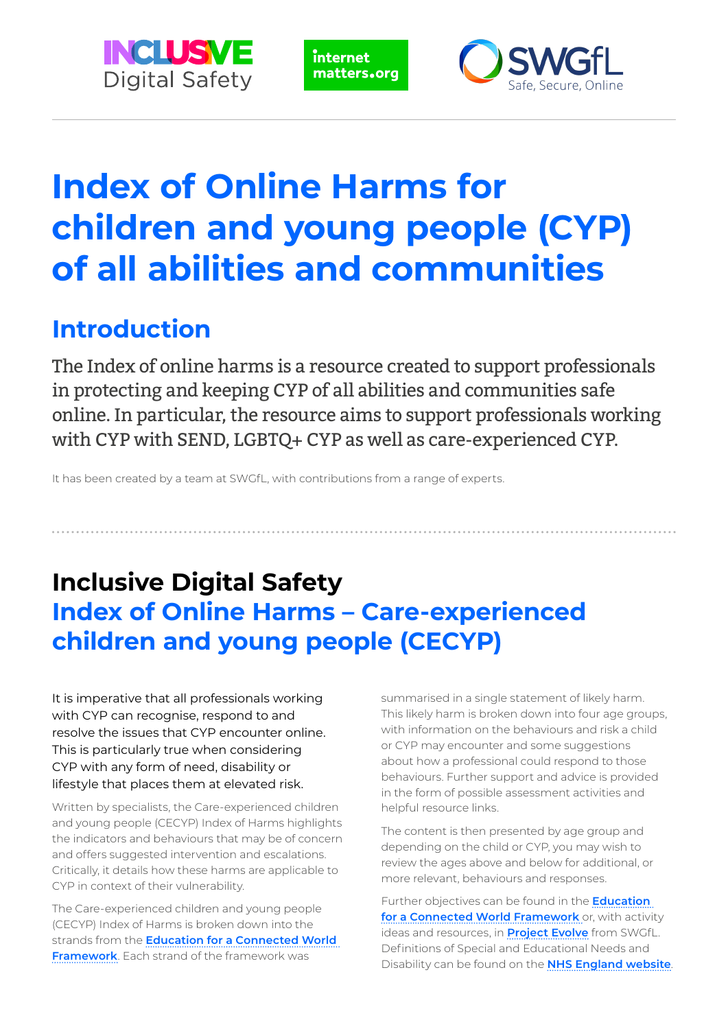# Index of Online Harms for children and young people (CYP) of all abilities and communities

## Introduction

The Index of online harms is a resource created to support professionals in protecting and keeping CYP of all abilities and communities safe online. In particular, the resource aims to support professionals working with CYP with SEND, LGBTQ+ CYP as well as care-experienced CYP.

It has been created by a team at SWGfL, with contributions from a range of experts.

## Inclusive Digital Safety

## Index of Online Harms – Care-experienced children and young people (CECYP)

It is imperative that all professionals working with CYP can recognise, respond to and resolve the issues that CYP encounter online. This is particularly true when considering CYP with any form of need, disability or lifestyle that places them at elevated risk.

Written by specialists, the Care-experienced children and young people (CECYP) Index of Harms highlights the indicators and behaviours that may be of concern and offers suggested intervention and escalations. Critically, it details how these harms are applicable to CYP in context of their vulnerability.

The Care-experienced children and young people (CECYP) Index of Harms is broken down into the strands from the **Education for a Connected World Framework**. Each strand of the framework was summarised in a single statement of likely harm. This likely harm is broken down into four age groups, with information on the behaviours and risk a child or CYP may encounter and some suggestions about how a professional could respond to those behaviours. Further support and advice is provided in the form of possible assessment activities and helpful resource links.

The content is then presented by age group and depending on the child or CYP, you may wish to review the ages above and below for additional, or more relevant, behaviours and responses.

Further objectives can be found in the **Education for a Connected World Framework** or, with activity ideas and resources, in **Project Evolve** from SWGfL. Definitions of Special and Educational Needs and Disability can be found on the **NHS England website**.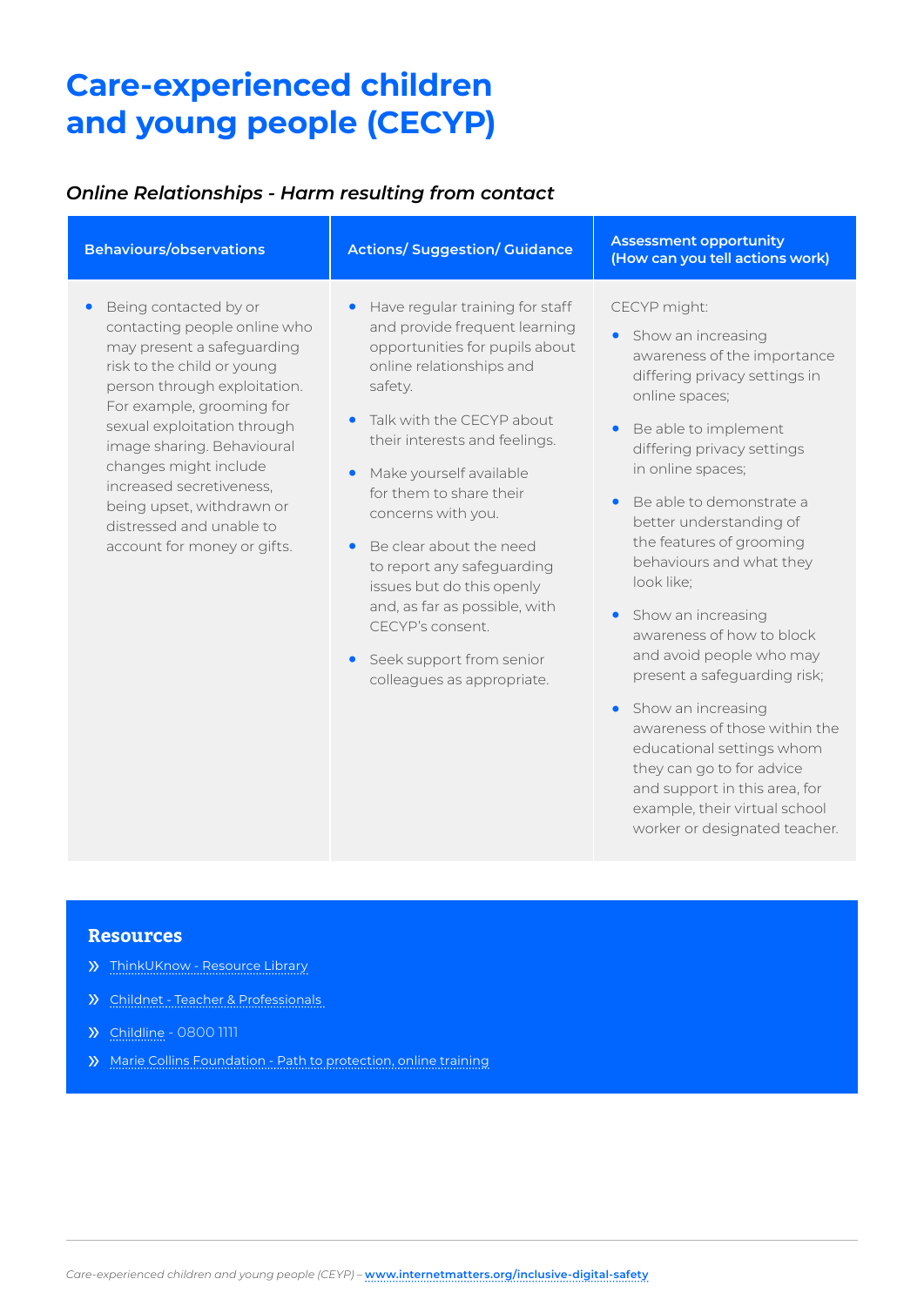# Care-experienced children and young people (CECYP)

## *Online Relationships - Harm resulting from contact*

| Behaviours/observations | Actions/ Suggestion/ Guidance | Assessment opportunity (How can you tell actions work) |
|---|---|---|
| • Being contacted by or contacting people online who may present a safeguarding risk to the child or young person through exploitation. For example, grooming for sexual exploitation through image sharing. Behavioural changes might include increased secretiveness, being upset, withdrawn or distressed and unable to account for money or gifts. | • Have regular training for staff and provide frequent learning opportunities for pupils about online relationships and safety.<br>• Talk with the CECYP about their interests and feelings.<br>• Make yourself available for them to share their concerns with you.<br>• Be clear about the need to report any safeguarding issues but do this openly and, as far as possible, with CECYP's consent.<br>• Seek support from senior colleagues as appropriate. | CECYP might:<br>• Show an increasing awareness of the importance differing privacy settings in online spaces;<br>• Be able to implement differing privacy settings in online spaces;<br>• Be able to demonstrate a better understanding of the features of grooming behaviours and what they look like;<br>• Show an increasing awareness of how to block and avoid people who may present a safeguarding risk;<br>• Show an increasing awareness of those within the educational settings whom they can go to for advice and support in this area, for example, their virtual school worker or designated teacher. |

## Resources

- ThinkUKnow - Resource Library
- Childnet - Teacher & Professionals
- Childline - 0800 1111
- Marie Collins Foundation - Path to protection, online training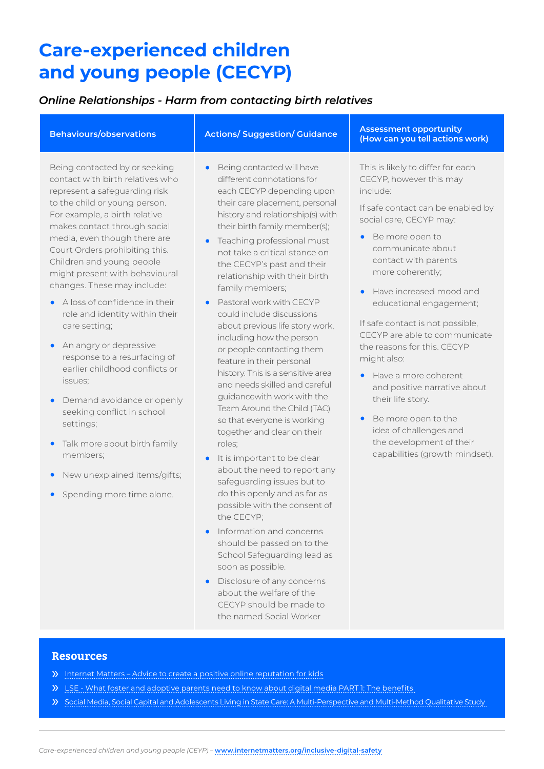# Care-experienced children and young people (CECYP)

*Online Relationships - Harm from contacting birth relatives*

| Behaviours/observations | Actions/ Suggestion/ Guidance | Assessment opportunity (How can you tell actions work) |
|---|---|---|
| Being contacted by or seeking contact with birth relatives who represent a safeguarding risk to the child or young person. For example, a birth relative makes contact through social media, even though there are Court Orders prohibiting this. Children and young people might present with behavioural changes. These may include:<br>• A loss of confidence in their role and identity within their care setting;<br>• An angry or depressive response to a resurfacing of earlier childhood conflicts or issues;<br>• Demand avoidance or openly seeking conflict in school settings;<br>• Talk more about birth family members;<br>• New unexplained items/gifts;<br>• Spending more time alone. | • Being contacted will have different connotations for each CECYP depending upon their care placement, personal history and relationship(s) with their birth family member(s);<br>• Teaching professional must not take a critical stance on the CECYP's past and their relationship with their birth family members;<br>• Pastoral work with CECYP could include discussions about previous life story work, including how the person or people contacting them feature in their personal history. This is a sensitive area and needs skilled and careful guidancewith work with the Team Around the Child (TAC) so that everyone is working together and clear on their roles;<br>• It is important to be clear about the need to report any safeguarding issues but to do this openly and as far as possible with the consent of the CECYP;<br>• Information and concerns should be passed on to the School Safeguarding lead as soon as possible.<br>• Disclosure of any concerns about the welfare of the CECYP should be made to the named Social Worker | This is likely to differ for each CECYP, however this may include:<br>If safe contact can be enabled by social care, CECYP may:<br>• Be more open to communicate about contact with parents more coherently;<br>• Have increased mood and educational engagement;<br>If safe contact is not possible, CECYP are able to communicate the reasons for this. CECYP might also:<br>• Have a more coherent and positive narrative about their life story.<br>• Be more open to the idea of challenges and the development of their capabilities (growth mindset). |

## Resources

- Internet Matters – Advice to create a positive online reputation for kids
- LSE - What foster and adoptive parents need to know about digital media PART 1: The benefits
- Social Media, Social Capital and Adolescents Living in State Care: A Multi-Perspective and Multi-Method Qualitative Study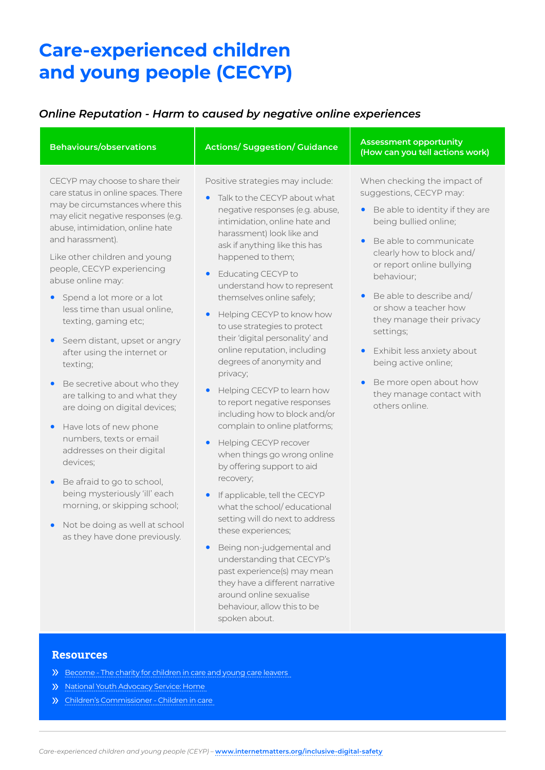# Care-experienced children and young people (CECYP)

### *Online Reputation - Harm to caused by negative online experiences*

| Behaviours/observations | Actions/ Suggestion/ Guidance | Assessment opportunity (How can you tell actions work) |
|---|---|---|
| CECYP may choose to share their care status in online spaces. There may be circumstances where this may elicit negative responses (e.g. abuse, intimidation, online hate and harassment).<br><br>Like other children and young people, CECYP experiencing abuse online may:<br><br>• Spend a lot more or a lot less time than usual online, texting, gaming etc;<br>• Seem distant, upset or angry after using the internet or texting;<br>• Be secretive about who they are talking to and what they are doing on digital devices;<br>• Have lots of new phone numbers, texts or email addresses on their digital devices;<br>• Be afraid to go to school, being mysteriously 'ill' each morning, or skipping school;<br>• Not be doing as well at school as they have done previously. | Positive strategies may include:<br><br>• Talk to the CECYP about what negative responses (e.g. abuse, intimidation, online hate and harassment) look like and ask if anything like this has happened to them;<br>• Educating CECYP to understand how to represent themselves online safely;<br>• Helping CECYP to know how to use strategies to protect their 'digital personality' and online reputation, including degrees of anonymity and privacy;<br>• Helping CECYP to learn how to report negative responses including how to block and/or complain to online platforms;<br>• Helping CECYP recover when things go wrong online by offering support to aid recovery;<br>• If applicable, tell the CECYP what the school/ educational setting will do next to address these experiences;<br>• Being non-judgemental and understanding that CECYP's past experience(s) may mean they have a different narrative around online sexualise behaviour, allow this to be spoken about. | When checking the impact of suggestions, CECYP may:<br><br>• Be able to identity if they are being bullied online;<br>• Be able to communicate clearly how to block and/ or report online bullying behaviour;<br>• Be able to describe and/ or show a teacher how they manage their privacy settings;<br>• Exhibit less anxiety about being active online;<br>• Be more open about how they manage contact with others online. |

## Resources

- Become - The charity for children in care and young care leavers
- National Youth Advocacy Service: Home
- Children's Commissioner - Children in care

*Care-experienced children and young people (CEYP) –* **www.internetmatters.org/inclusive-digital-safety**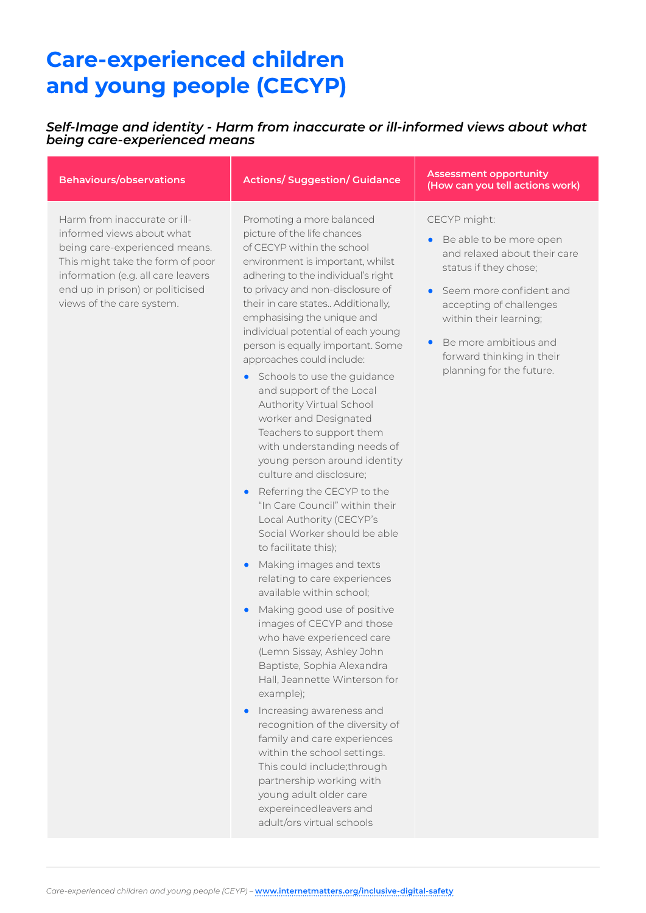# Care-experienced children and young people (CECYP)

*Self-Image and identity - Harm from inaccurate or ill-informed views about what being care-experienced means*

| Behaviours/observations | Actions/ Suggestion/ Guidance | Assessment opportunity (How can you tell actions work) |
|---|---|---|
| Harm from inaccurate or ill-informed views about what being care-experienced means. This might take the form of poor information (e.g. all care leavers end up in prison) or politicised views of the care system. | Promoting a more balanced picture of the life chances of CECYP within the school environment is important, whilst adhering to the individual's right to privacy and non-disclosure of their in care states.. Additionally, emphasising the unique and individual potential of each young person is equally important. Some approaches could include:<br>• Schools to use the guidance and support of the Local Authority Virtual School worker and Designated Teachers to support them with understanding needs of young person around identity culture and disclosure;<br>• Referring the CECYP to the "In Care Council" within their Local Authority (CECYP's Social Worker should be able to facilitate this);<br>• Making images and texts relating to care experiences available within school;<br>• Making good use of positive images of CECYP and those who have experienced care (Lemn Sissay, Ashley John Baptiste, Sophia Alexandra Hall, Jeannette Winterson for example);<br>• Increasing awareness and recognition of the diversity of family and care experiences within the school settings. This could include;through partnership working with young adult older care expereincedleavers and adult/ors virtual schools | CECYP might:<br>• Be able to be more open and relaxed about their care status if they chose;<br>• Seem more confident and accepting of challenges within their learning;<br>• Be more ambitious and forward thinking in their planning for the future. |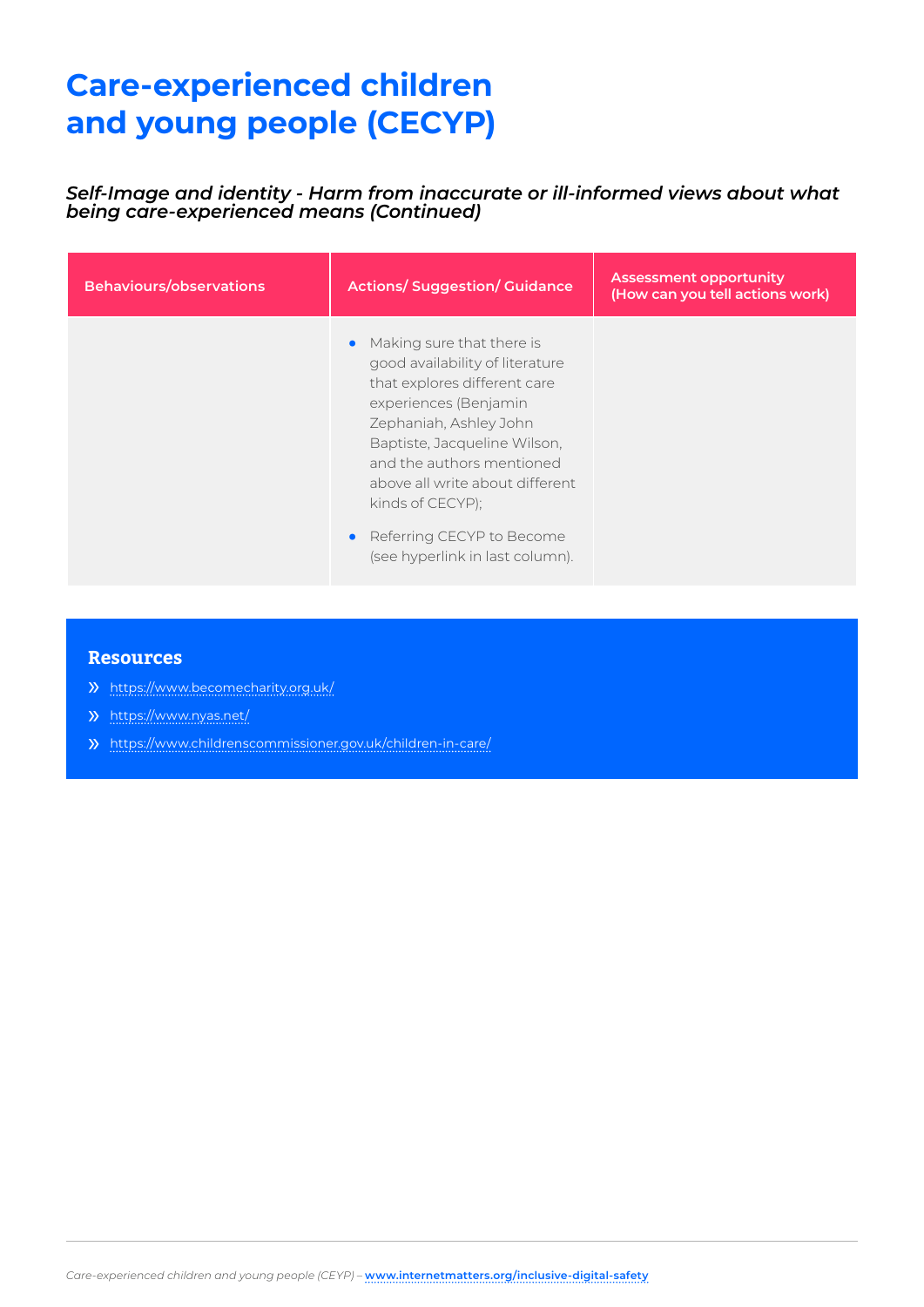# Care-experienced children and young people (CECYP)

*Self-Image and identity - Harm from inaccurate or ill-informed views about what being care-experienced means (Continued)*

| Behaviours/observations | Actions/ Suggestion/ Guidance | Assessment opportunity (How can you tell actions work) |
|---|---|---|
| | • Making sure that there is good availability of literature that explores different care experiences (Benjamin Zephaniah, Ashley John Baptiste, Jacqueline Wilson, and the authors mentioned above all write about different kinds of CECYP);<br>• Referring CECYP to Become (see hyperlink in last column). | |

## Resources

- https://www.becomecharity.org.uk/
- https://www.nyas.net/
- https://www.childrenscommissioner.gov.uk/children-in-care/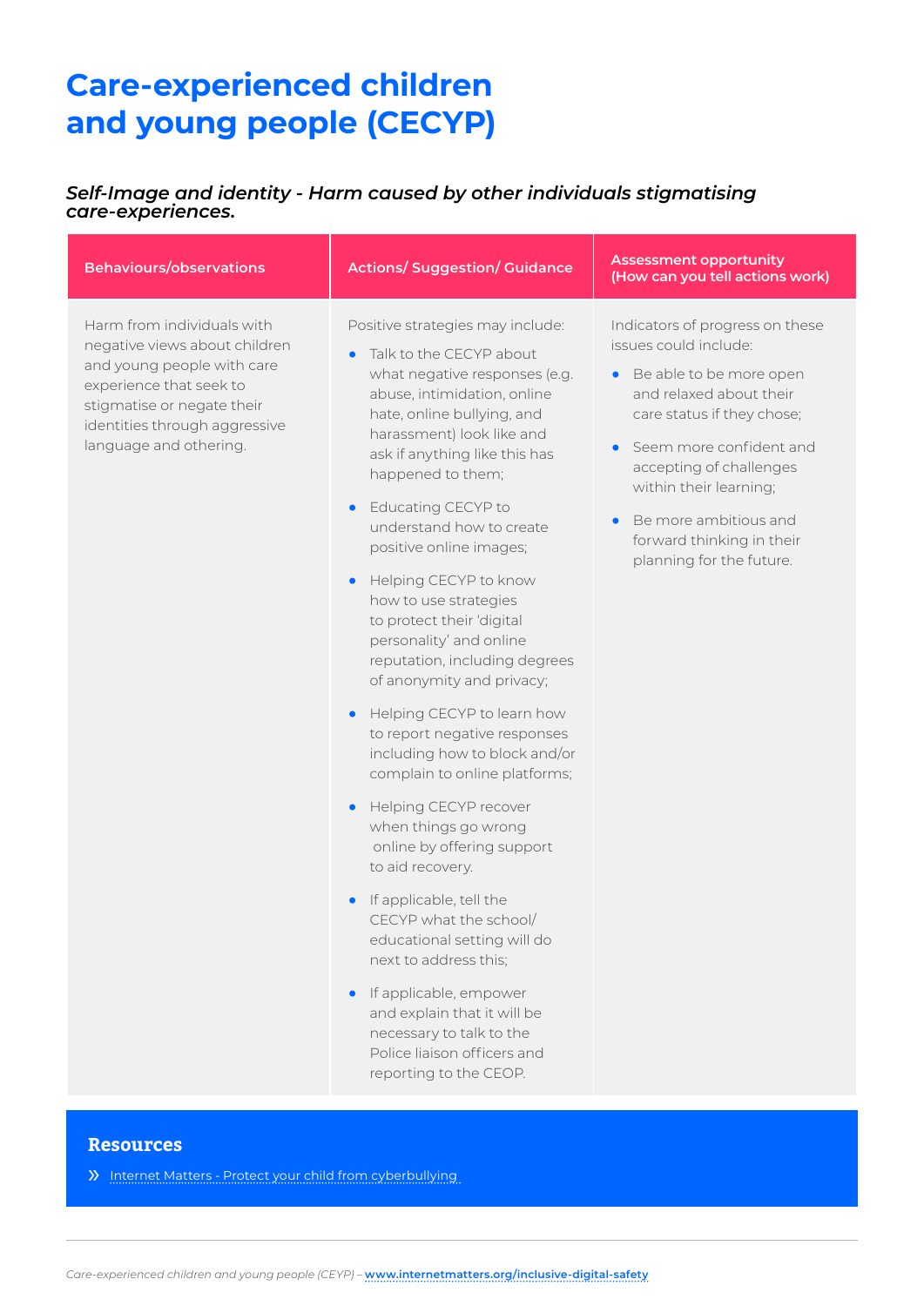# Care-experienced children and young people (CECYP)

***Self-Image and identity - Harm caused by other individuals stigmatising care-experiences.***

| Behaviours/observations | Actions/ Suggestion/ Guidance | Assessment opportunity (How can you tell actions work) |
|---|---|---|
| Harm from individuals with negative views about children and young people with care experience that seek to stigmatise or negate their identities through aggressive language and othering. | Positive strategies may include:<br>• Talk to the CECYP about what negative responses (e.g. abuse, intimidation, online hate, online bullying, and harassment) look like and ask if anything like this has happened to them;<br>• Educating CECYP to understand how to create positive online images;<br>• Helping CECYP to know how to use strategies to protect their 'digital personality' and online reputation, including degrees of anonymity and privacy;<br>• Helping CECYP to learn how to report negative responses including how to block and/or complain to online platforms;<br>• Helping CECYP recover when things go wrong online by offering support to aid recovery.<br>• If applicable, tell the CECYP what the school/ educational setting will do next to address this;<br>• If applicable, empower and explain that it will be necessary to talk to the Police liaison officers and reporting to the CEOP. | Indicators of progress on these issues could include:<br>• Be able to be more open and relaxed about their care status if they chose;<br>• Seem more confident and accepting of challenges within their learning;<br>• Be more ambitious and forward thinking in their planning for the future. |

## Resources

» Internet Matters - Protect your child from cyberbullying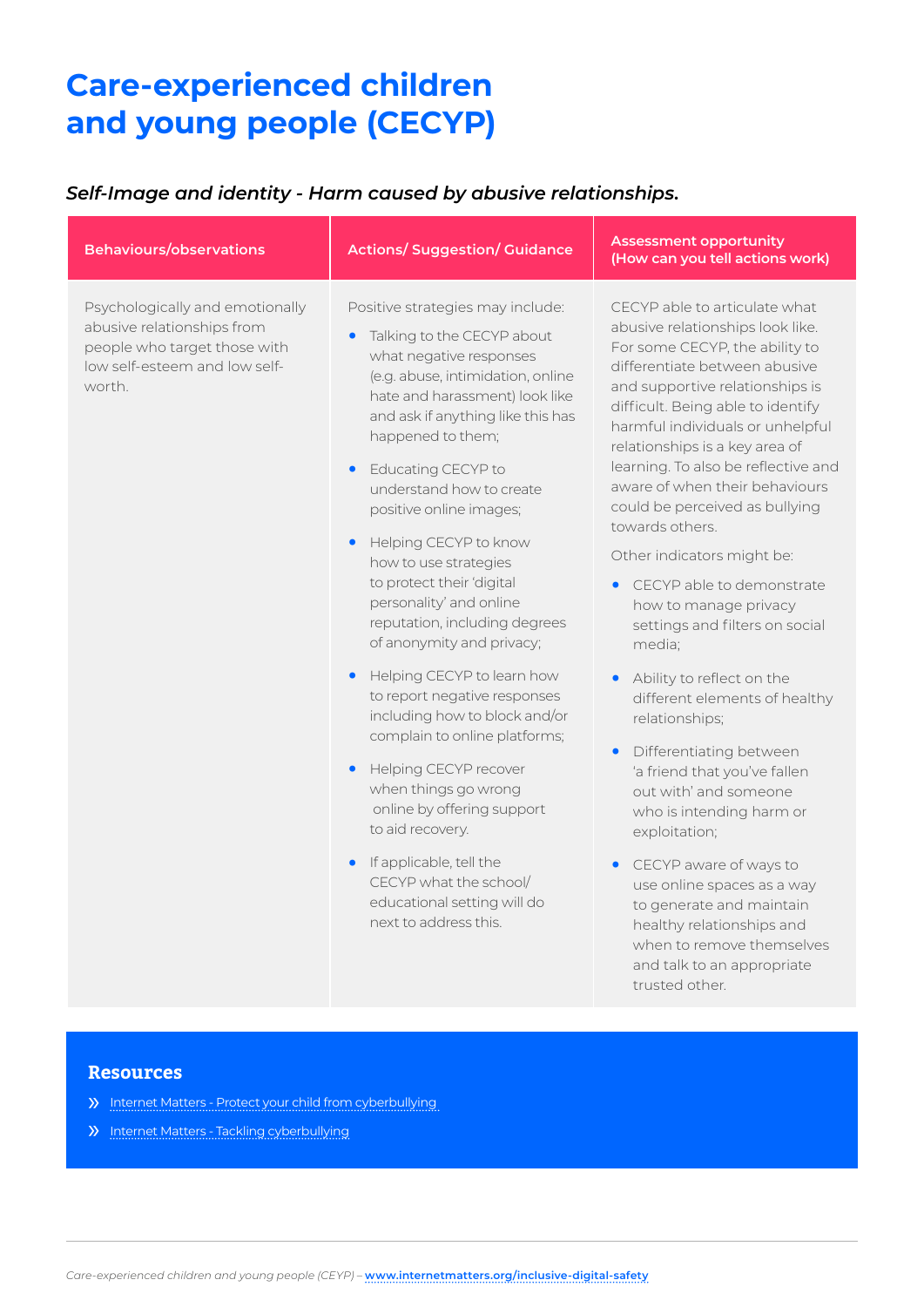# Care-experienced children and young people (CECYP)

***Self-Image and identity - Harm caused by abusive relationships.***

| Behaviours/observations | Actions/ Suggestion/ Guidance | Assessment opportunity (How can you tell actions work) |
|---|---|---|
| Psychologically and emotionally abusive relationships from people who target those with low self-esteem and low self-worth. | Positive strategies may include:<br>• Talking to the CECYP about what negative responses (e.g. abuse, intimidation, online hate and harassment) look like and ask if anything like this has happened to them;<br>• Educating CECYP to understand how to create positive online images;<br>• Helping CECYP to know how to use strategies to protect their 'digital personality' and online reputation, including degrees of anonymity and privacy;<br>• Helping CECYP to learn how to report negative responses including how to block and/or complain to online platforms;<br>• Helping CECYP recover when things go wrong online by offering support to aid recovery.<br>• If applicable, tell the CECYP what the school/ educational setting will do next to address this. | CECYP able to articulate what abusive relationships look like. For some CECYP, the ability to differentiate between abusive and supportive relationships is difficult. Being able to identify harmful individuals or unhelpful relationships is a key area of learning. To also be reflective and aware of when their behaviours could be perceived as bullying towards others.<br>Other indicators might be:<br>• CECYP able to demonstrate how to manage privacy settings and filters on social media;<br>• Ability to reflect on the different elements of healthy relationships;<br>• Differentiating between 'a friend that you've fallen out with' and someone who is intending harm or exploitation;<br>• CECYP aware of ways to use online spaces as a way to generate and maintain healthy relationships and when to remove themselves and talk to an appropriate trusted other. |

## Resources

- Internet Matters - Protect your child from cyberbullying
- Internet Matters - Tackling cyberbullying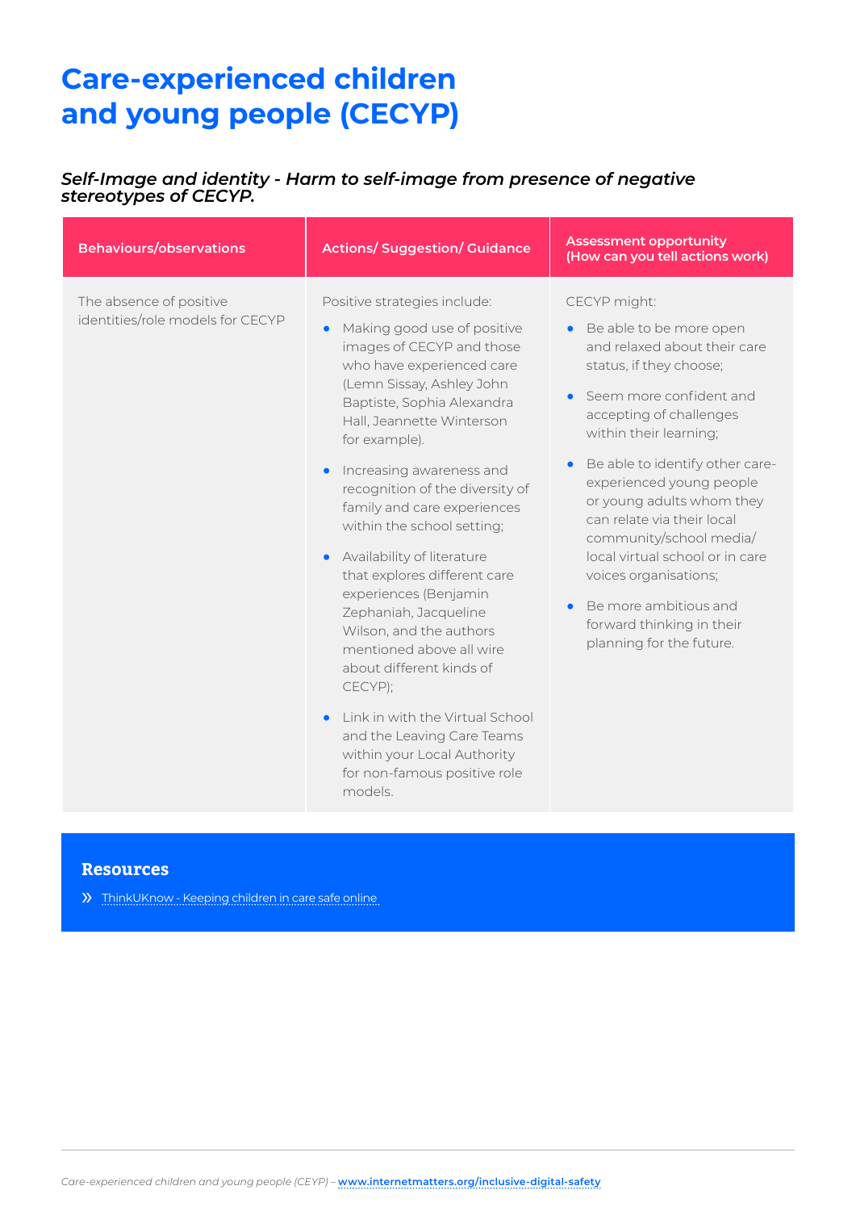# Care-experienced children and young people (CECYP)

### *Self-Image and identity - Harm to self-image from presence of negative stereotypes of CECYP.*

| Behaviours/observations | Actions/ Suggestion/ Guidance | Assessment opportunity (How can you tell actions work) |
|---|---|---|
| The absence of positive identities/role models for CECYP | Positive strategies include:<br>• Making good use of positive images of CECYP and those who have experienced care (Lemn Sissay, Ashley John Baptiste, Sophia Alexandra Hall, Jeannette Winterson for example).<br>• Increasing awareness and recognition of the diversity of family and care experiences within the school setting;<br>• Availability of literature that explores different care experiences (Benjamin Zephaniah, Jacqueline Wilson, and the authors mentioned above all wire about different kinds of CECYP);<br>• Link in with the Virtual School and the Leaving Care Teams within your Local Authority for non-famous positive role models. | CECYP might:<br>• Be able to be more open and relaxed about their care status, if they choose;<br>• Seem more confident and accepting of challenges within their learning;<br>• Be able to identify other care-experienced young people or young adults whom they can relate via their local community/school media/ local virtual school or in care voices organisations;<br>• Be more ambitious and forward thinking in their planning for the future. |

## Resources

» ThinkUKnow - Keeping children in care safe online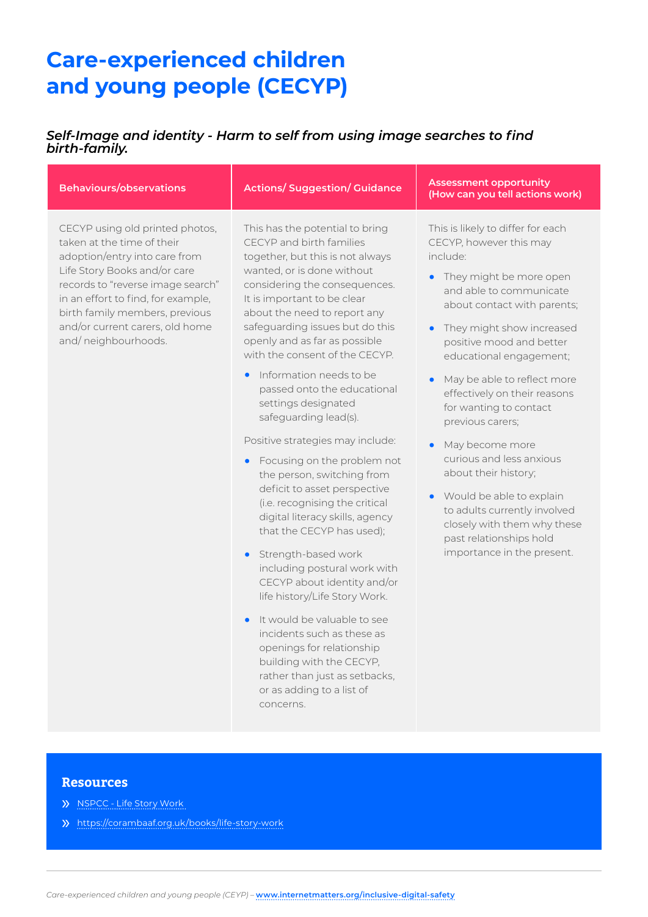# Care-experienced children and young people (CECYP)

### *Self-Image and identity - Harm to self from using image searches to find birth-family.*

| Behaviours/observations | Actions/ Suggestion/ Guidance | Assessment opportunity (How can you tell actions work) |
|---|---|---|
| CECYP using old printed photos, taken at the time of their adoption/entry into care from Life Story Books and/or care records to "reverse image search" in an effort to find, for example, birth family members, previous and/or current carers, old home and/ neighbourhoods. | This has the potential to bring CECYP and birth families together, but this is not always wanted, or is done without considering the consequences. It is important to be clear about the need to report any safeguarding issues but do this openly and as far as possible with the consent of the CECYP.<br>• Information needs to be passed onto the educational settings designated safeguarding lead(s).<br><br>Positive strategies may include:<br>• Focusing on the problem not the person, switching from deficit to asset perspective (i.e. recognising the critical digital literacy skills, agency that the CECYP has used);<br>• Strength-based work including postural work with CECYP about identity and/or life history/Life Story Work.<br>• It would be valuable to see incidents such as these as openings for relationship building with the CECYP, rather than just as setbacks, or as adding to a list of concerns. | This is likely to differ for each CECYP, however this may include:<br>• They might be more open and able to communicate about contact with parents;<br>• They might show increased positive mood and better educational engagement;<br>• May be able to reflect more effectively on their reasons for wanting to contact previous carers;<br>• May become more curious and less anxious about their history;<br>• Would be able to explain to adults currently involved closely with them why these past relationships hold importance in the present. |

## Resources

- NSPCC - Life Story Work
- https://corambaaf.org.uk/books/life-story-work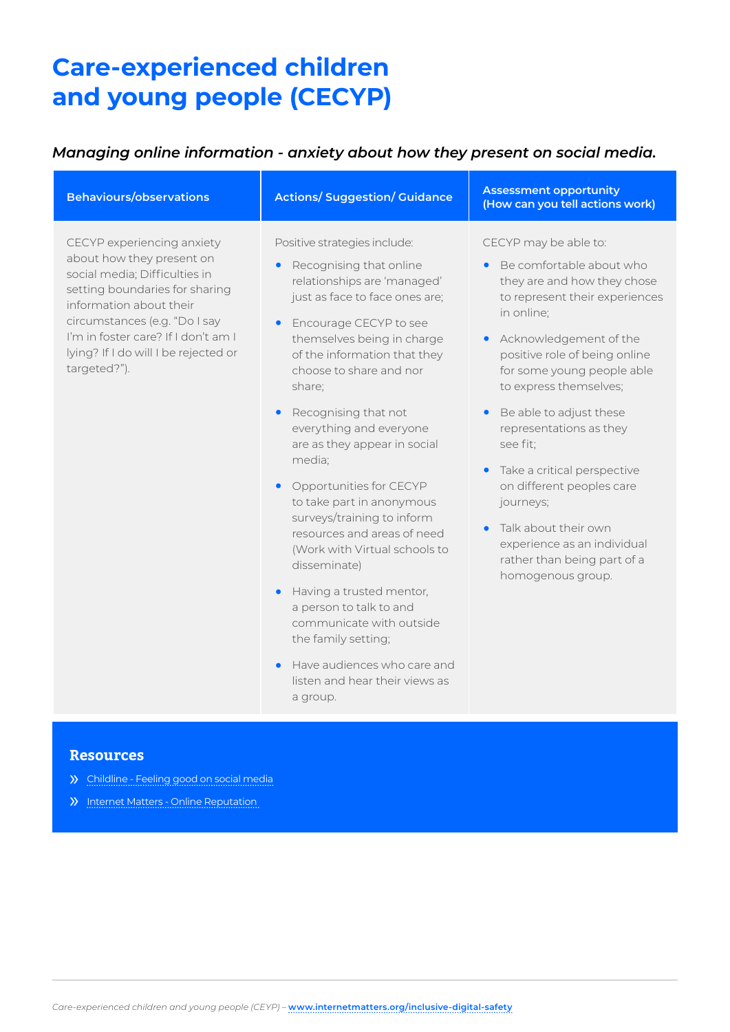# Care-experienced children and young people (CECYP)

### *Managing online information - anxiety about how they present on social media.*

| Behaviours/observations | Actions/ Suggestion/ Guidance | Assessment opportunity (How can you tell actions work) |
|---|---|---|
| CECYP experiencing anxiety about how they present on social media; Difficulties in setting boundaries for sharing information about their circumstances (e.g. "Do I say I'm in foster care? If I don't am I lying? If I do will I be rejected or targeted?"). | Positive strategies include:<br>• Recognising that online relationships are 'managed' just as face to face ones are;<br>• Encourage CECYP to see themselves being in charge of the information that they choose to share and nor share;<br>• Recognising that not everything and everyone are as they appear in social media;<br>• Opportunities for CECYP to take part in anonymous surveys/training to inform resources and areas of need (Work with Virtual schools to disseminate)<br>• Having a trusted mentor, a person to talk to and communicate with outside the family setting;<br>• Have audiences who care and listen and hear their views as a group. | CECYP may be able to:<br>• Be comfortable about who they are and how they chose to represent their experiences in online;<br>• Acknowledgement of the positive role of being online for some young people able to express themselves;<br>• Be able to adjust these representations as they see fit;<br>• Take a critical perspective on different peoples care journeys;<br>• Talk about their own experience as an individual rather than being part of a homogenous group. |

## Resources

- Childline - Feeling good on social media
- Internet Matters - Online Reputation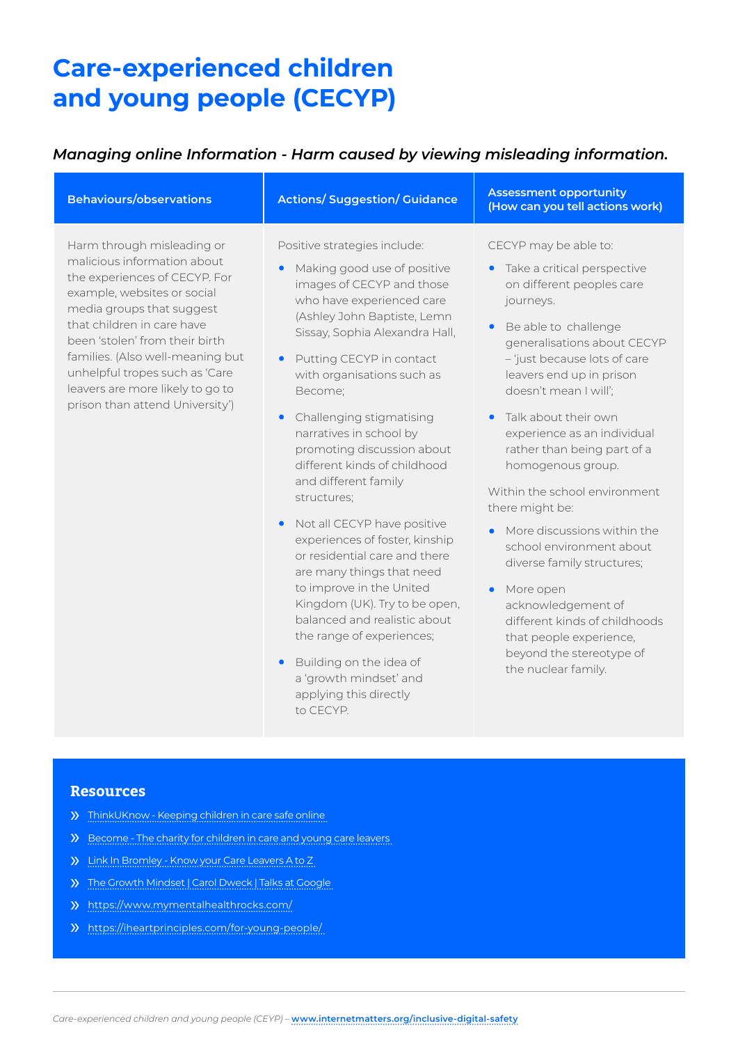# Care-experienced children and young people (CECYP)

### *Managing online Information - Harm caused by viewing misleading information.*

| Behaviours/observations | Actions/ Suggestion/ Guidance | Assessment opportunity (How can you tell actions work) |
|---|---|---|
| Harm through misleading or malicious information about the experiences of CECYP. For example, websites or social media groups that suggest that children in care have been 'stolen' from their birth families. (Also well-meaning but unhelpful tropes such as 'Care leavers are more likely to go to prison than attend University') | Positive strategies include:<br>• Making good use of positive images of CECYP and those who have experienced care (Ashley John Baptiste, Lemn Sissay, Sophia Alexandra Hall,<br>• Putting CECYP in contact with organisations such as Become;<br>• Challenging stigmatising narratives in school by promoting discussion about different kinds of childhood and different family structures;<br>• Not all CECYP have positive experiences of foster, kinship or residential care and there are many things that need to improve in the United Kingdom (UK). Try to be open, balanced and realistic about the range of experiences;<br>• Building on the idea of a 'growth mindset' and applying this directly to CECYP. | CECYP may be able to:<br>• Take a critical perspective on different peoples care journeys.<br>• Be able to challenge generalisations about CECYP – 'just because lots of care leavers end up in prison doesn't mean I will';<br>• Talk about their own experience as an individual rather than being part of a homogenous group.<br>Within the school environment there might be:<br>• More discussions within the school environment about diverse family structures;<br>• More open acknowledgement of different kinds of childhoods that people experience, beyond the stereotype of the nuclear family. |

## Resources

- ThinkUKnow - Keeping children in care safe online
- Become - The charity for children in care and young care leavers
- Link In Bromley - Know your Care Leavers A to Z
- The Growth Mindset | Carol Dweck | Talks at Google
- https://www.mymentalhealthrocks.com/
- https://iheartprinciples.com/for-young-people/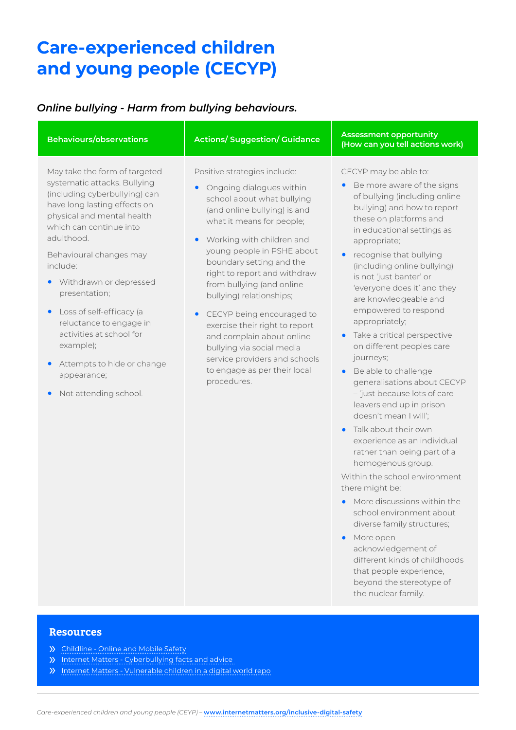# Care-experienced children and young people (CECYP)

### *Online bullying - Harm from bullying behaviours.*

| Behaviours/observations | Actions/ Suggestion/ Guidance | Assessment opportunity (How can you tell actions work) |
|---|---|---|
| May take the form of targeted systematic attacks. Bullying (including cyberbullying) can have long lasting effects on physical and mental health which can continue into adulthood.<br><br>Behavioural changes may include:<br>• Withdrawn or depressed presentation;<br>• Loss of self-efficacy (a reluctance to engage in activities at school for example);<br>• Attempts to hide or change appearance;<br>• Not attending school. | Positive strategies include:<br>• Ongoing dialogues within school about what bullying (and online bullying) is and what it means for people;<br>• Working with children and young people in PSHE about boundary setting and the right to report and withdraw from bullying (and online bullying) relationships;<br>• CECYP being encouraged to exercise their right to report and complain about online bullying via social media service providers and schools to engage as per their local procedures. | CECYP may be able to:<br>• Be more aware of the signs of bullying (including online bullying) and how to report these on platforms and in educational settings as appropriate;<br>• recognise that bullying (including online bullying) is not 'just banter' or 'everyone does it' and they are knowledgeable and empowered to respond appropriately;<br>• Take a critical perspective on different peoples care journeys;<br>• Be able to challenge generalisations about CECYP – 'just because lots of care leavers end up in prison doesn't mean I will';<br>• Talk about their own experience as an individual rather than being part of a homogenous group.<br><br>Within the school environment there might be:<br>• More discussions within the school environment about diverse family structures;<br>• More open acknowledgement of different kinds of childhoods that people experience, beyond the stereotype of the nuclear family. |

## Resources

- Childline - Online and Mobile Safety
- Internet Matters - Cyberbullying facts and advice
- Internet Matters - Vulnerable children in a digital world repo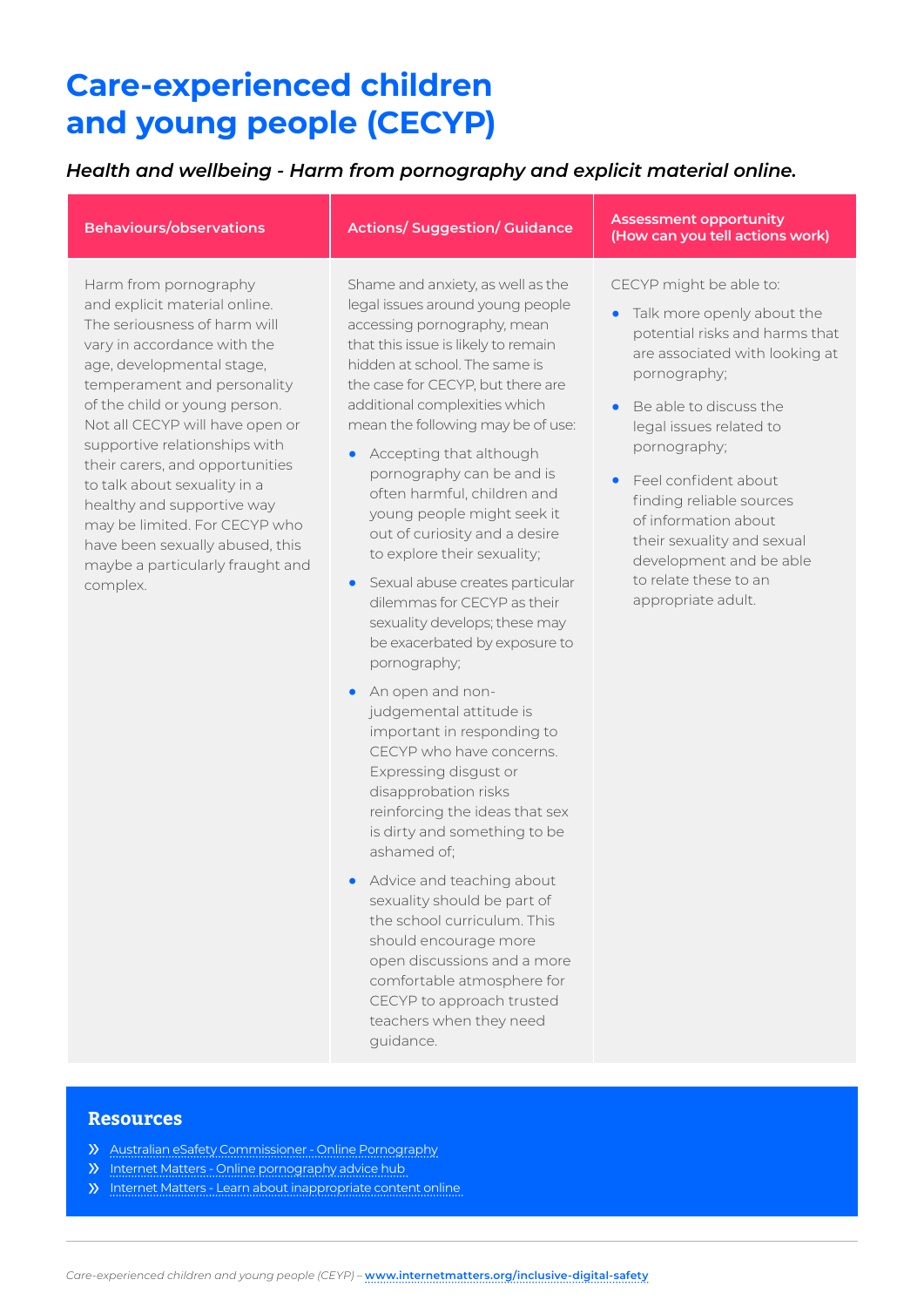# Care-experienced children and young people (CECYP)

*Health and wellbeing - Harm from pornography and explicit material online.*

| Behaviours/observations | Actions/ Suggestion/ Guidance | Assessment opportunity (How can you tell actions work) |
|---|---|---|
| Harm from pornography and explicit material online. The seriousness of harm will vary in accordance with the age, developmental stage, temperament and personality of the child or young person. Not all CECYP will have open or supportive relationships with their carers, and opportunities to talk about sexuality in a healthy and supportive way may be limited. For CECYP who have been sexually abused, this maybe a particularly fraught and complex. | Shame and anxiety, as well as the legal issues around young people accessing pornography, mean that this issue is likely to remain hidden at school. The same is the case for CECYP, but there are additional complexities which mean the following may be of use:<br>• Accepting that although pornography can be and is often harmful, children and young people might seek it out of curiosity and a desire to explore their sexuality;<br>• Sexual abuse creates particular dilemmas for CECYP as their sexuality develops; these may be exacerbated by exposure to pornography;<br>• An open and non-judgemental attitude is important in responding to CECYP who have concerns. Expressing disgust or disapprobation risks reinforcing the ideas that sex is dirty and something to be ashamed of;<br>• Advice and teaching about sexuality should be part of the school curriculum. This should encourage more open discussions and a more comfortable atmosphere for CECYP to approach trusted teachers when they need guidance. | CECYP might be able to:<br>• Talk more openly about the potential risks and harms that are associated with looking at pornography;<br>• Be able to discuss the legal issues related to pornography;<br>• Feel confident about finding reliable sources of information about their sexuality and sexual development and be able to relate these to an appropriate adult. |

## Resources

- Australian eSafety Commissioner - Online Pornography
- Internet Matters - Online pornography advice hub
- Internet Matters - Learn about inappropriate content online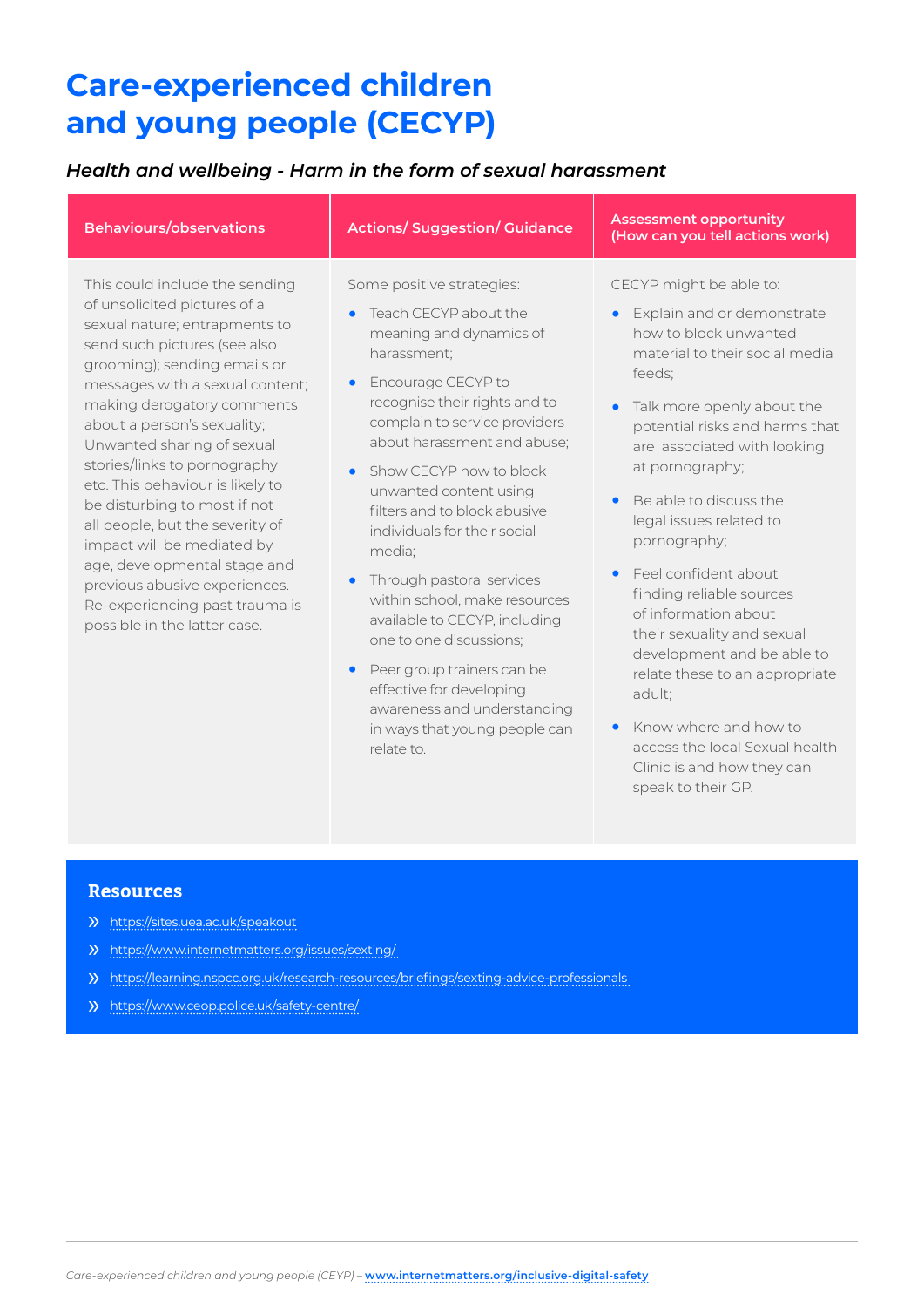# Care-experienced children and young people (CECYP)

### *Health and wellbeing - Harm in the form of sexual harassment*

| Behaviours/observations | Actions/ Suggestion/ Guidance | Assessment opportunity (How can you tell actions work) |
|---|---|---|
| This could include the sending of unsolicited pictures of a sexual nature; entrapments to send such pictures (see also grooming); sending emails or messages with a sexual content; making derogatory comments about a person's sexuality; Unwanted sharing of sexual stories/links to pornography etc. This behaviour is likely to be disturbing to most if not all people, but the severity of impact will be mediated by age, developmental stage and previous abusive experiences. Re-experiencing past trauma is possible in the latter case. | Some positive strategies:<br>• Teach CECYP about the meaning and dynamics of harassment;<br>• Encourage CECYP to recognise their rights and to complain to service providers about harassment and abuse;<br>• Show CECYP how to block unwanted content using filters and to block abusive individuals for their social media;<br>• Through pastoral services within school, make resources available to CECYP, including one to one discussions;<br>• Peer group trainers can be effective for developing awareness and understanding in ways that young people can relate to. | CECYP might be able to:<br>• Explain and or demonstrate how to block unwanted material to their social media feeds;<br>• Talk more openly about the potential risks and harms that are associated with looking at pornography;<br>• Be able to discuss the legal issues related to pornography;<br>• Feel confident about finding reliable sources of information about their sexuality and sexual development and be able to relate these to an appropriate adult;<br>• Know where and how to access the local Sexual health Clinic is and how they can speak to their GP. |

## Resources

- https://sites.uea.ac.uk/speakout
- https://www.internetmatters.org/issues/sexting/
- https://learning.nspcc.org.uk/research-resources/briefings/sexting-advice-professionals
- https://www.ceop.police.uk/safety-centre/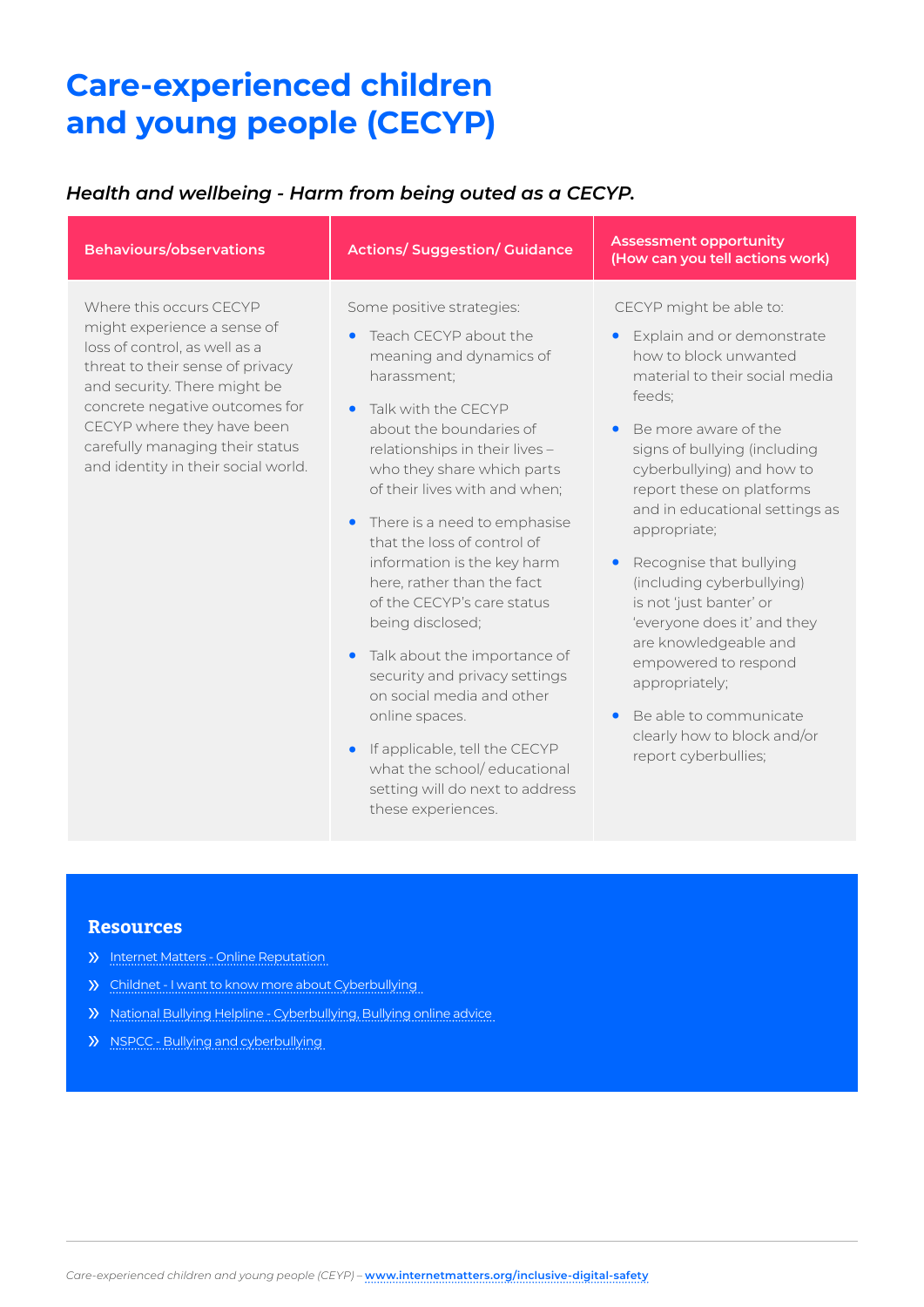# Care-experienced children and young people (CECYP)

### *Health and wellbeing - Harm from being outed as a CECYP.*

| Behaviours/observations | Actions/ Suggestion/ Guidance | Assessment opportunity (How can you tell actions work) |
|---|---|---|
| Where this occurs CECYP might experience a sense of loss of control, as well as a threat to their sense of privacy and security. There might be concrete negative outcomes for CECYP where they have been carefully managing their status and identity in their social world. | Some positive strategies:<br>• Teach CECYP about the meaning and dynamics of harassment;<br>• Talk with the CECYP about the boundaries of relationships in their lives – who they share which parts of their lives with and when;<br>• There is a need to emphasise that the loss of control of information is the key harm here, rather than the fact of the CECYP's care status being disclosed;<br>• Talk about the importance of security and privacy settings on social media and other online spaces.<br>• If applicable, tell the CECYP what the school/ educational setting will do next to address these experiences. | CECYP might be able to:<br>• Explain and or demonstrate how to block unwanted material to their social media feeds;<br>• Be more aware of the signs of bullying (including cyberbullying) and how to report these on platforms and in educational settings as appropriate;<br>• Recognise that bullying (including cyberbullying) is not 'just banter' or 'everyone does it' and they are knowledgeable and empowered to respond appropriately;<br>• Be able to communicate clearly how to block and/or report cyberbullies; |

## Resources

- Internet Matters - Online Reputation
- Childnet - I want to know more about Cyberbullying
- National Bullying Helpline - Cyberbullying, Bullying online advice
- NSPCC - Bullying and cyberbullying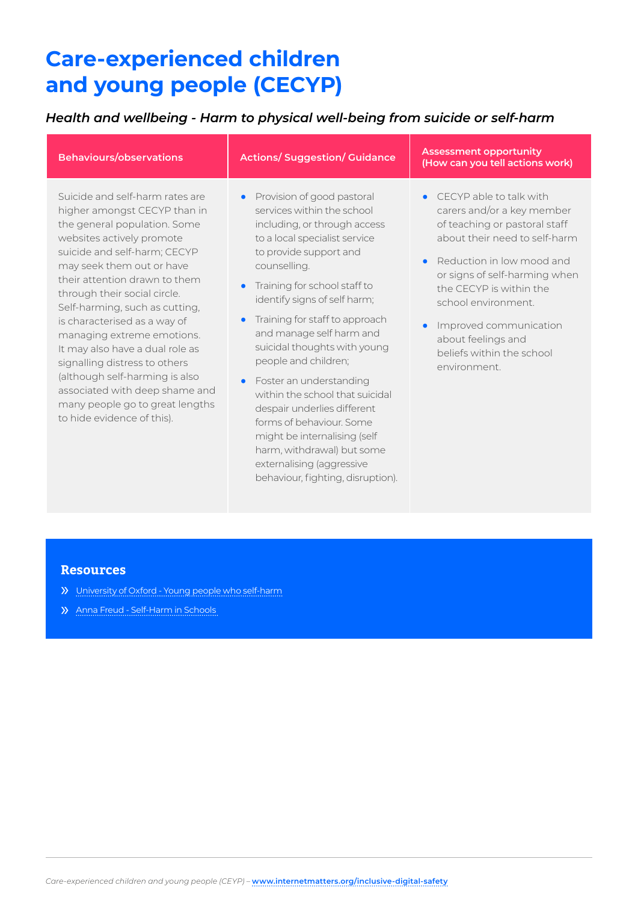# Care-experienced children and young people (CECYP)

### *Health and wellbeing - Harm to physical well-being from suicide or self-harm*

| Behaviours/observations | Actions/ Suggestion/ Guidance | Assessment opportunity (How can you tell actions work) |
|---|---|---|
| Suicide and self-harm rates are higher amongst CECYP than in the general population. Some websites actively promote suicide and self-harm; CECYP may seek them out or have their attention drawn to them through their social circle. Self-harming, such as cutting, is characterised as a way of managing extreme emotions. It may also have a dual role as signalling distress to others (although self-harming is also associated with deep shame and many people go to great lengths to hide evidence of this). | • Provision of good pastoral services within the school including, or through access to a local specialist service to provide support and counselling.<br>• Training for school staff to identify signs of self harm;<br>• Training for staff to approach and manage self harm and suicidal thoughts with young people and children;<br>• Foster an understanding within the school that suicidal despair underlies different forms of behaviour. Some might be internalising (self harm, withdrawal) but some externalising (aggressive behaviour, fighting, disruption). | • CECYP able to talk with carers and/or a key member of teaching or pastoral staff about their need to self-harm<br>• Reduction in low mood and or signs of self-harming when the CECYP is within the school environment.<br>• Improved communication about feelings and beliefs within the school environment. |

## Resources

- University of Oxford - Young people who self-harm
- Anna Freud - Self-Harm in Schools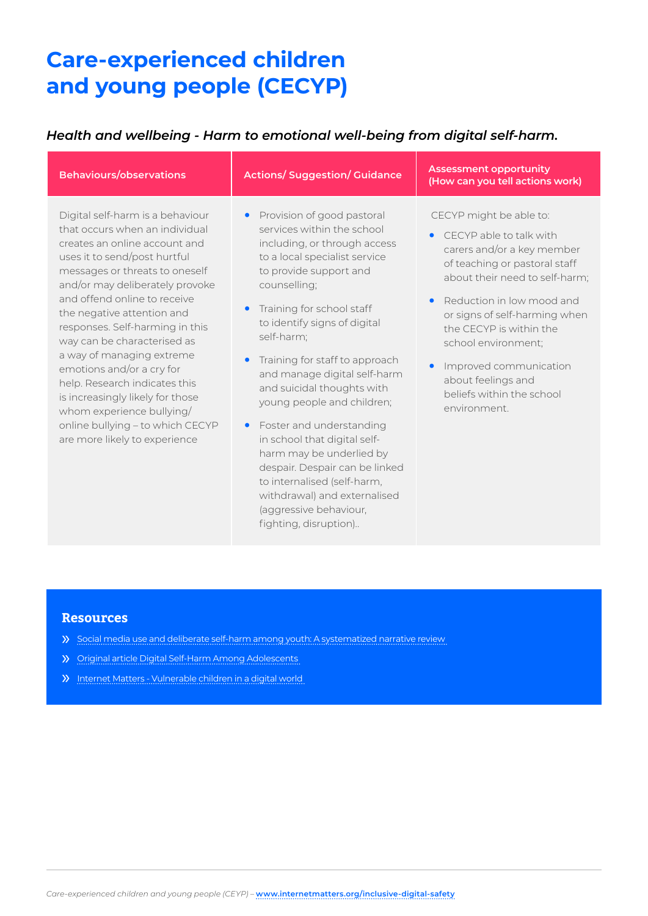# Care-experienced children and young people (CECYP)

*Health and wellbeing - Harm to emotional well-being from digital self-harm.*

| Behaviours/observations | Actions/ Suggestion/ Guidance | Assessment opportunity (How can you tell actions work) |
|---|---|---|
| Digital self-harm is a behaviour that occurs when an individual creates an online account and uses it to send/post hurtful messages or threats to oneself and/or may deliberately provoke and offend online to receive the negative attention and responses. Self-harming in this way can be characterised as a way of managing extreme emotions and/or a cry for help. Research indicates this is increasingly likely for those whom experience bullying/ online bullying – to which CECYP are more likely to experience | • Provision of good pastoral services within the school including, or through access to a local specialist service to provide support and counselling;<br>• Training for school staff to identify signs of digital self-harm;<br>• Training for staff to approach and manage digital self-harm and suicidal thoughts with young people and children;<br>• Foster and understanding in school that digital self-harm may be underlied by despair. Despair can be linked to internalised (self-harm, withdrawal) and externalised (aggressive behaviour, fighting, disruption).. | CECYP might be able to:<br>• CECYP able to talk with carers and/or a key member of teaching or pastoral staff about their need to self-harm;<br>• Reduction in low mood and or signs of self-harming when the CECYP is within the school environment;<br>• Improved communication about feelings and beliefs within the school environment. |

## Resources

- Social media use and deliberate self-harm among youth: A systematized narrative review
- Original article Digital Self-Harm Among Adolescents
- Internet Matters - Vulnerable children in a digital world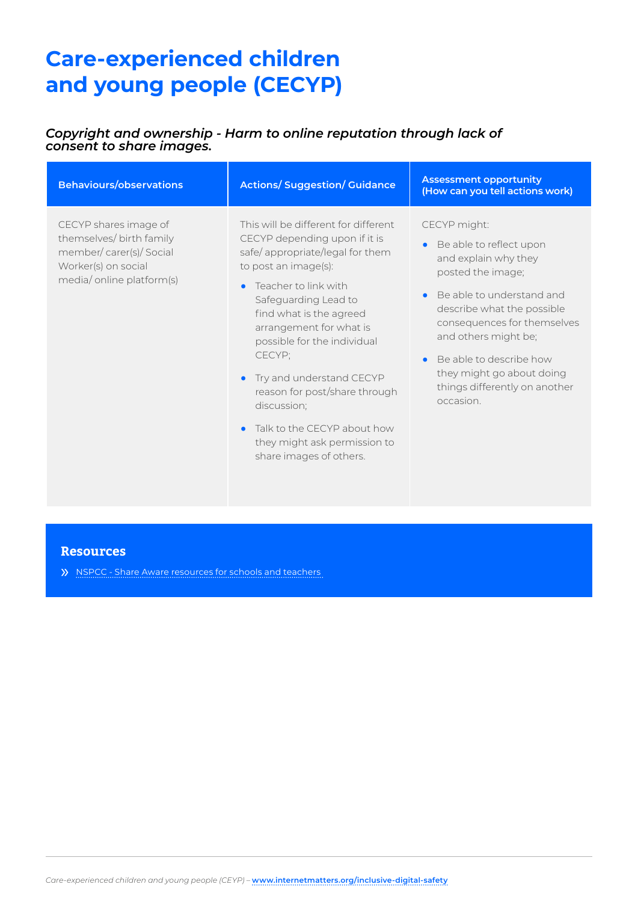# Care-experienced children and young people (CECYP)

***Copyright and ownership - Harm to online reputation through lack of consent to share images.***

| Behaviours/observations | Actions/ Suggestion/ Guidance | Assessment opportunity (How can you tell actions work) |
|---|---|---|
| CECYP shares image of themselves/ birth family member/ carer(s)/ Social Worker(s) on social media/ online platform(s) | This will be different for different CECYP depending upon if it is safe/ appropriate/legal for them to post an image(s): <br>• Teacher to link with Safeguarding Lead to find what is the agreed arrangement for what is possible for the individual CECYP; <br>• Try and understand CECYP reason for post/share through discussion; <br>• Talk to the CECYP about how they might ask permission to share images of others. | CECYP might: <br>• Be able to reflect upon and explain why they posted the image; <br>• Be able to understand and describe what the possible consequences for themselves and others might be; <br>• Be able to describe how they might go about doing things differently on another occasion. |

## Resources

» NSPCC - Share Aware resources for schools and teachers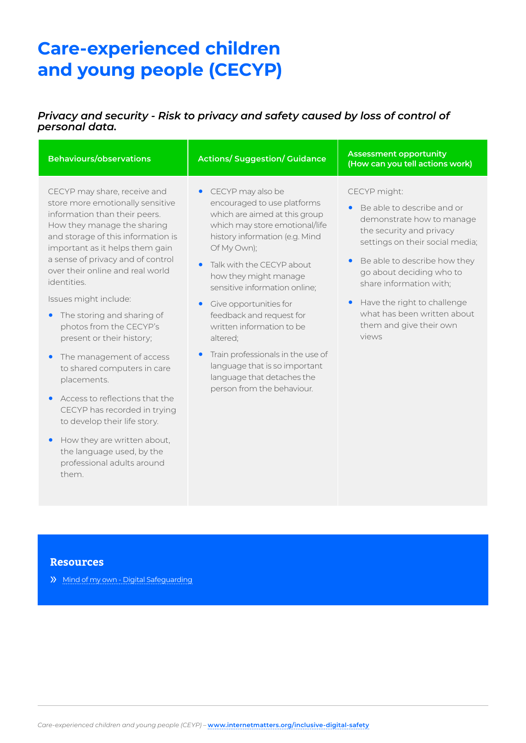# Care-experienced children and young people (CECYP)

*Privacy and security - Risk to privacy and safety caused by loss of control of personal data.*

| Behaviours/observations | Actions/ Suggestion/ Guidance | Assessment opportunity (How can you tell actions work) |
|---|---|---|
| CECYP may share, receive and store more emotionally sensitive information than their peers. How they manage the sharing and storage of this information is important as it helps them gain a sense of privacy and of control over their online and real world identities.<br><br>Issues might include:<br>• The storing and sharing of photos from the CECYP's present or their history;<br>• The management of access to shared computers in care placements.<br>• Access to reflections that the CECYP has recorded in trying to develop their life story.<br>• How they are written about, the language used, by the professional adults around them. | • CECYP may also be encouraged to use platforms which are aimed at this group which may store emotional/life history information (e.g. Mind Of My Own);<br>• Talk with the CECYP about how they might manage sensitive information online;<br>• Give opportunities for feedback and request for written information to be altered;<br>• Train professionals in the use of language that is so important language that detaches the person from the behaviour. | CECYP might:<br>• Be able to describe and or demonstrate how to manage the security and privacy settings on their social media;<br>• Be able to describe how they go about deciding who to share information with;<br>• Have the right to challenge what has been written about them and give their own views |

## Resources

» Mind of my own - Digital Safeguarding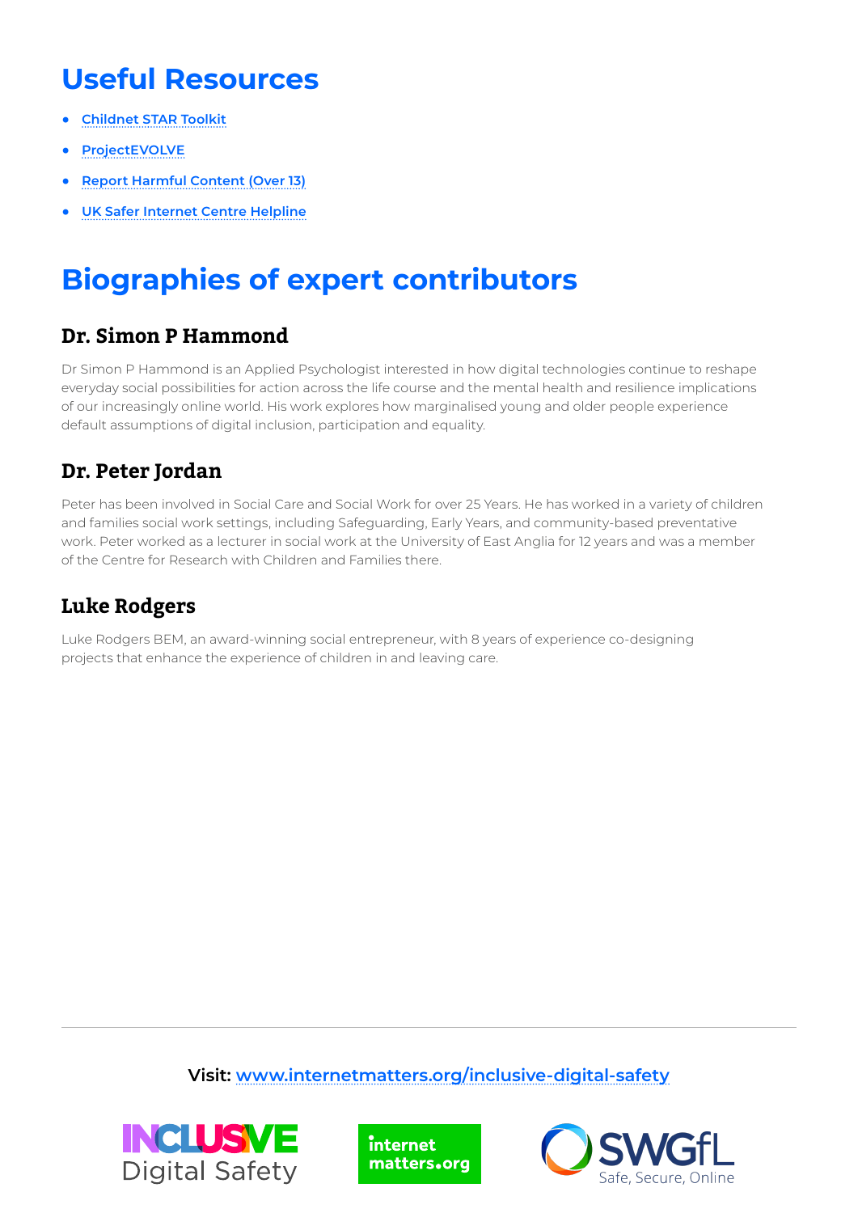# Useful Resources

- Childnet STAR Toolkit
- ProjectEVOLVE
- Report Harmful Content (Over 13)
- UK Safer Internet Centre Helpline

# Biographies of expert contributors

## Dr. Simon P Hammond

Dr Simon P Hammond is an Applied Psychologist interested in how digital technologies continue to reshape everyday social possibilities for action across the life course and the mental health and resilience implications of our increasingly online world. His work explores how marginalised young and older people experience default assumptions of digital inclusion, participation and equality.

## Dr. Peter Jordan

Peter has been involved in Social Care and Social Work for over 25 Years. He has worked in a variety of children and families social work settings, including Safeguarding, Early Years, and community-based preventative work. Peter worked as a lecturer in social work at the University of East Anglia for 12 years and was a member of the Centre for Research with Children and Families there.

## Luke Rodgers

Luke Rodgers BEM, an award-winning social entrepreneur, with 8 years of experience co-designing projects that enhance the experience of children in and leaving care.

**Visit:** www.internetmatters.org/inclusive-digital-safety

INCLUSIVE Digital Safety

internet matters.org

SWGfL Safe, Secure, Online